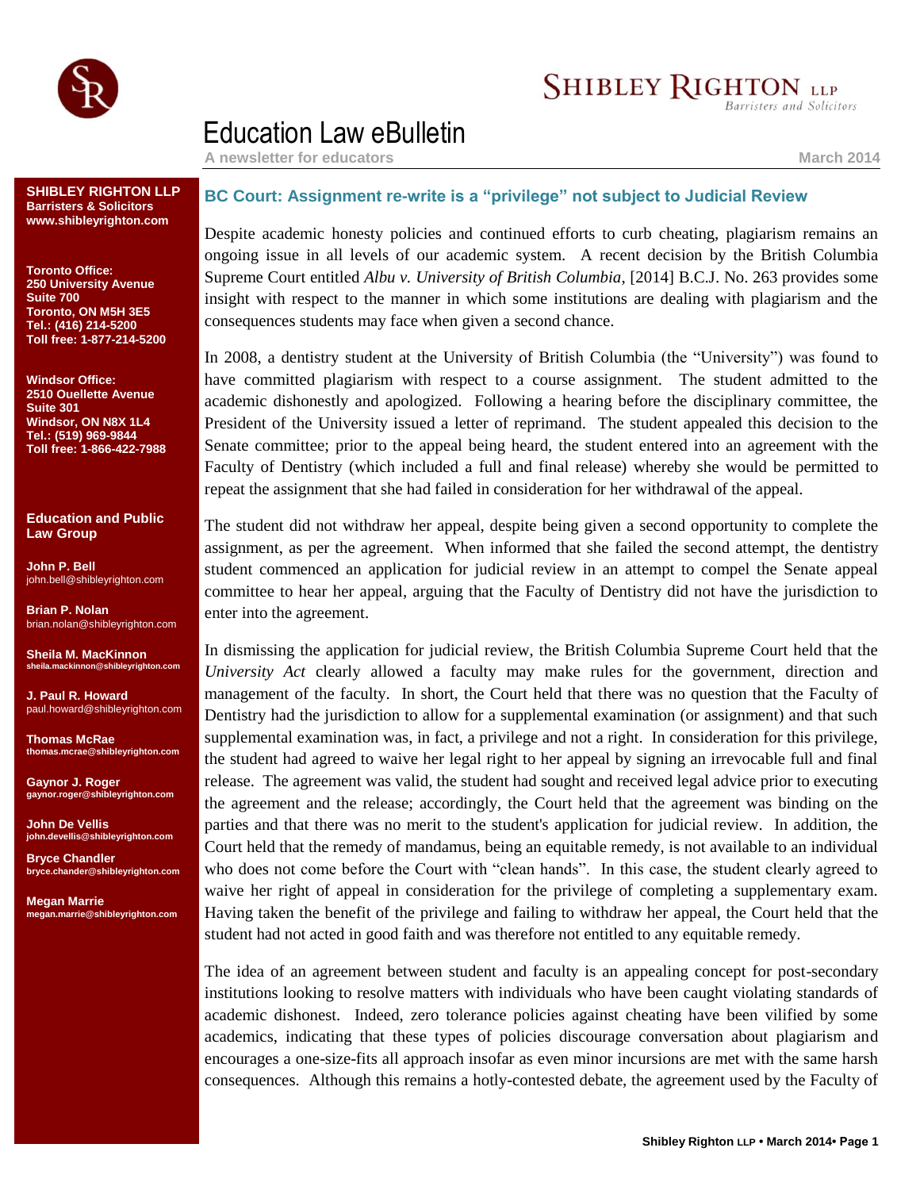# Education Law eBulletin

**A newsletter for educators** — **March 2014**

**SHIBLEY RIGHTON LLP**
**Barristers & Solicitors**
**www.shibleyrighton.com**

**Toronto Office:**
**250 University Avenue**
**Suite 700**
**Toronto, ON M5H 3E5**
**Tel.: (416) 214-5200**
**Toll free: 1-877-214-5200**

**Windsor Office:**
**2510 Ouellette Avenue**
**Suite 301**
**Windsor, ON N8X 1L4**
**Tel.: (519) 969-9844**
**Toll free: 1-866-422-7988**

**Education and Public Law Group**

**John P. Bell**
john.bell@shibleyrighton.com

**Brian P. Nolan**
brian.nolan@shibleyrighton.com

**Sheila M. MacKinnon**
sheila.mackinnon@shibleyrighton.com

**J. Paul R. Howard**
paul.howard@shibleyrighton.com

**Thomas McRae**
thomas.mcrae@shibleyrighton.com

**Gaynor J. Roger**
gaynor.roger@shibleyrighton.com

**John De Vellis**
john.devellis@shibleyrighton.com

**Bryce Chandler**
bryce.chander@shibleyrighton.com

**Megan Marrie**
megan.marrie@shibleyrighton.com

## BC Court: Assignment re-write is a "privilege" not subject to Judicial Review

Despite academic honesty policies and continued efforts to curb cheating, plagiarism remains an ongoing issue in all levels of our academic system. A recent decision by the British Columbia Supreme Court entitled *Albu v. University of British Columbia*, [2014] B.C.J. No. 263 provides some insight with respect to the manner in which some institutions are dealing with plagiarism and the consequences students may face when given a second chance.

In 2008, a dentistry student at the University of British Columbia (the "University") was found to have committed plagiarism with respect to a course assignment. The student admitted to the academic dishonestly and apologized. Following a hearing before the disciplinary committee, the President of the University issued a letter of reprimand. The student appealed this decision to the Senate committee; prior to the appeal being heard, the student entered into an agreement with the Faculty of Dentistry (which included a full and final release) whereby she would be permitted to repeat the assignment that she had failed in consideration for her withdrawal of the appeal.

The student did not withdraw her appeal, despite being given a second opportunity to complete the assignment, as per the agreement. When informed that she failed the second attempt, the dentistry student commenced an application for judicial review in an attempt to compel the Senate appeal committee to hear her appeal, arguing that the Faculty of Dentistry did not have the jurisdiction to enter into the agreement.

In dismissing the application for judicial review, the British Columbia Supreme Court held that the *University Act* clearly allowed a faculty may make rules for the government, direction and management of the faculty. In short, the Court held that there was no question that the Faculty of Dentistry had the jurisdiction to allow for a supplemental examination (or assignment) and that such supplemental examination was, in fact, a privilege and not a right. In consideration for this privilege, the student had agreed to waive her legal right to her appeal by signing an irrevocable full and final release. The agreement was valid, the student had sought and received legal advice prior to executing the agreement and the release; accordingly, the Court held that the agreement was binding on the parties and that there was no merit to the student's application for judicial review. In addition, the Court held that the remedy of mandamus, being an equitable remedy, is not available to an individual who does not come before the Court with "clean hands". In this case, the student clearly agreed to waive her right of appeal in consideration for the privilege of completing a supplementary exam. Having taken the benefit of the privilege and failing to withdraw her appeal, the Court held that the student had not acted in good faith and was therefore not entitled to any equitable remedy.

The idea of an agreement between student and faculty is an appealing concept for post-secondary institutions looking to resolve matters with individuals who have been caught violating standards of academic dishonest. Indeed, zero tolerance policies against cheating have been vilified by some academics, indicating that these types of policies discourage conversation about plagiarism and encourages a one-size-fits all approach insofar as even minor incursions are met with the same harsh consequences. Although this remains a hotly-contested debate, the agreement used by the Faculty of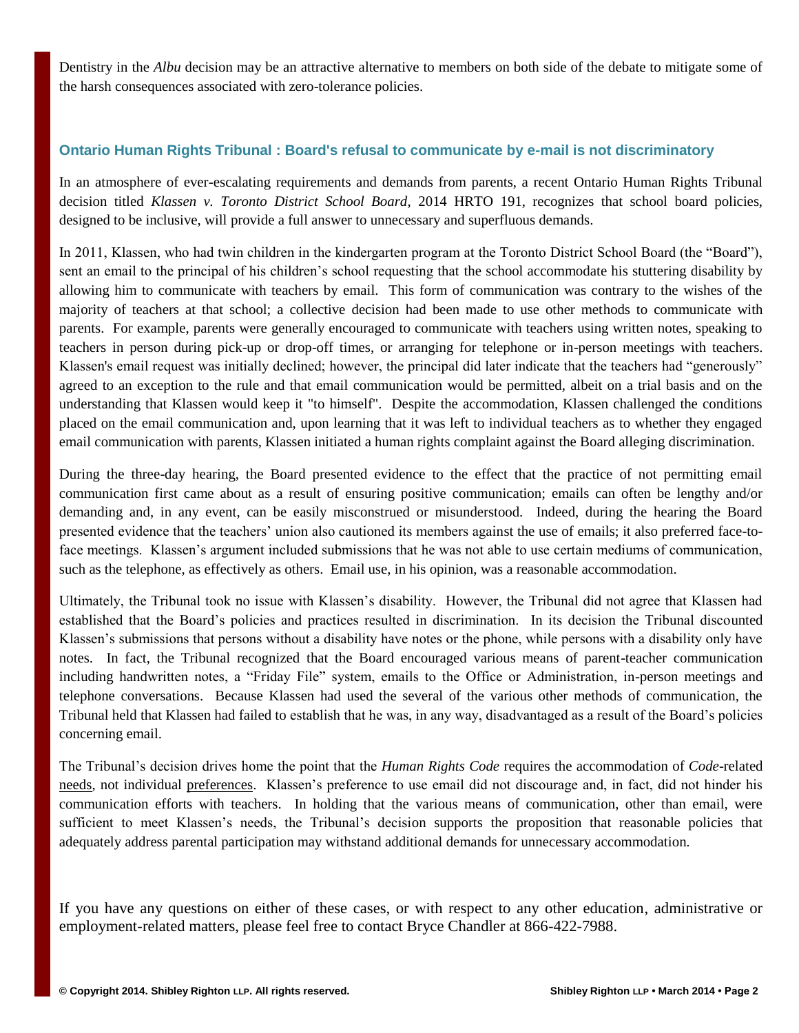Dentistry in the *Albu* decision may be an attractive alternative to members on both side of the debate to mitigate some of the harsh consequences associated with zero-tolerance policies.

## Ontario Human Rights Tribunal : Board's refusal to communicate by e-mail is not discriminatory

In an atmosphere of ever-escalating requirements and demands from parents, a recent Ontario Human Rights Tribunal decision titled *Klassen v. Toronto District School Board*, 2014 HRTO 191, recognizes that school board policies, designed to be inclusive, will provide a full answer to unnecessary and superfluous demands.

In 2011, Klassen, who had twin children in the kindergarten program at the Toronto District School Board (the "Board"), sent an email to the principal of his children's school requesting that the school accommodate his stuttering disability by allowing him to communicate with teachers by email. This form of communication was contrary to the wishes of the majority of teachers at that school; a collective decision had been made to use other methods to communicate with parents. For example, parents were generally encouraged to communicate with teachers using written notes, speaking to teachers in person during pick-up or drop-off times, or arranging for telephone or in-person meetings with teachers. Klassen's email request was initially declined; however, the principal did later indicate that the teachers had "generously" agreed to an exception to the rule and that email communication would be permitted, albeit on a trial basis and on the understanding that Klassen would keep it "to himself". Despite the accommodation, Klassen challenged the conditions placed on the email communication and, upon learning that it was left to individual teachers as to whether they engaged email communication with parents, Klassen initiated a human rights complaint against the Board alleging discrimination.

During the three-day hearing, the Board presented evidence to the effect that the practice of not permitting email communication first came about as a result of ensuring positive communication; emails can often be lengthy and/or demanding and, in any event, can be easily misconstrued or misunderstood. Indeed, during the hearing the Board presented evidence that the teachers' union also cautioned its members against the use of emails; it also preferred face-to-face meetings. Klassen's argument included submissions that he was not able to use certain mediums of communication, such as the telephone, as effectively as others. Email use, in his opinion, was a reasonable accommodation.

Ultimately, the Tribunal took no issue with Klassen's disability. However, the Tribunal did not agree that Klassen had established that the Board's policies and practices resulted in discrimination. In its decision the Tribunal discounted Klassen's submissions that persons without a disability have notes or the phone, while persons with a disability only have notes. In fact, the Tribunal recognized that the Board encouraged various means of parent-teacher communication including handwritten notes, a "Friday File" system, emails to the Office or Administration, in-person meetings and telephone conversations. Because Klassen had used the several of the various other methods of communication, the Tribunal held that Klassen had failed to establish that he was, in any way, disadvantaged as a result of the Board's policies concerning email.

The Tribunal's decision drives home the point that the *Human Rights Code* requires the accommodation of *Code*-related needs, not individual preferences. Klassen's preference to use email did not discourage and, in fact, did not hinder his communication efforts with teachers. In holding that the various means of communication, other than email, were sufficient to meet Klassen's needs, the Tribunal's decision supports the proposition that reasonable policies that adequately address parental participation may withstand additional demands for unnecessary accommodation.

If you have any questions on either of these cases, or with respect to any other education, administrative or employment-related matters, please feel free to contact Bryce Chandler at 866-422-7988.

**© Copyright 2014. Shibley Righton LLP. All rights reserved.**